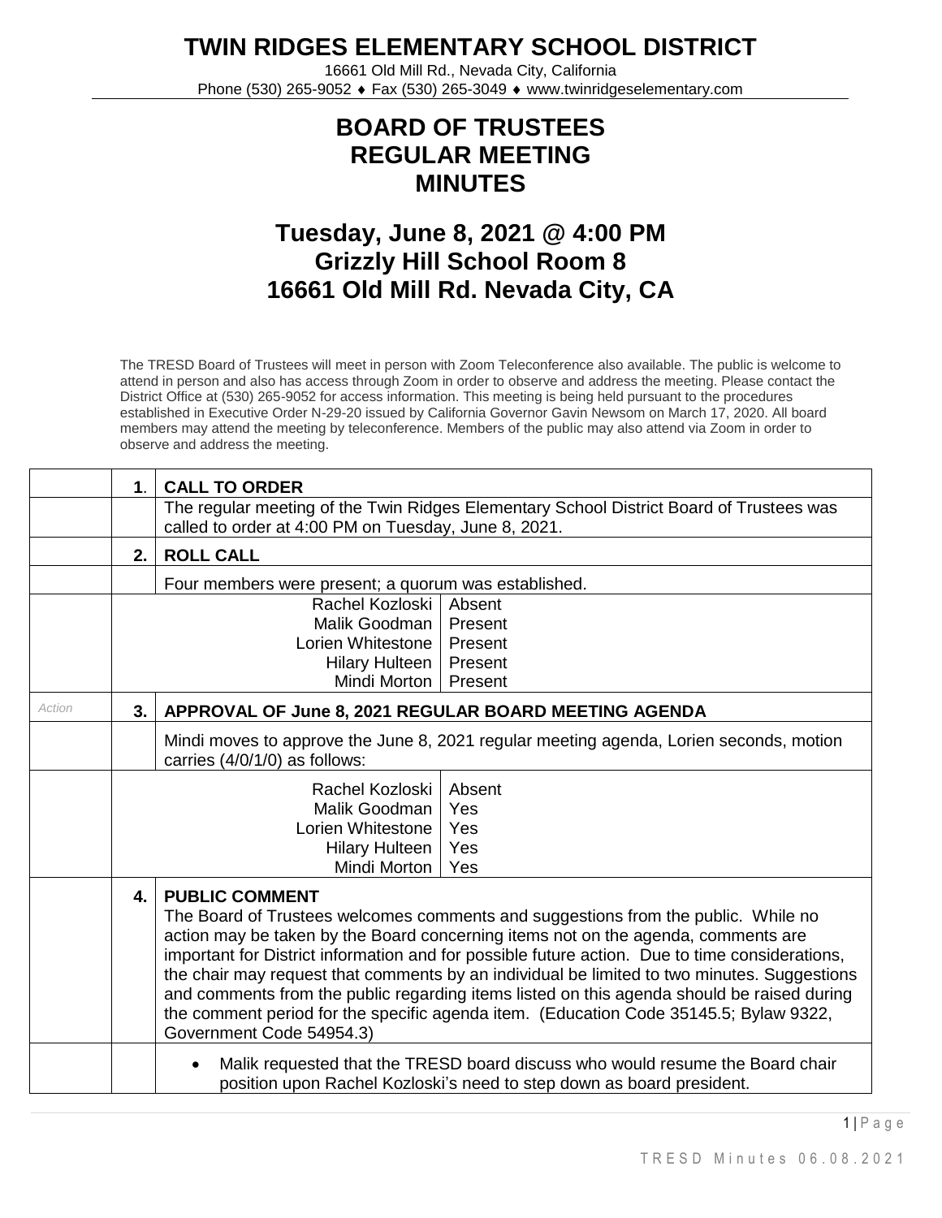# TWIN RIDGES ELEMENTARY SCHOOL DISTRICT

16661 Old Mill Rd., Nevada City, California
Phone (530) 265-9052 ♦ Fax (530) 265-3049 ♦ www.twinridgeselementary.com

## BOARD OF TRUSTEES
## REGULAR MEETING
## MINUTES

## Tuesday, June 8, 2021 @ 4:00 PM
## Grizzly Hill School Room 8
## 16661 Old Mill Rd. Nevada City, CA

The TRESD Board of Trustees will meet in person with Zoom Teleconference also available. The public is welcome to attend in person and also has access through Zoom in order to observe and address the meeting. Please contact the District Office at (530) 265-9052 for access information. This meeting is being held pursuant to the procedures established in Executive Order N-29-20 issued by California Governor Gavin Newsom on March 17, 2020. All board members may attend the meeting by teleconference. Members of the public may also attend via Zoom in order to observe and address the meeting.

| | | |
|---|---|---|
| | 1. | **CALL TO ORDER** |
| | | The regular meeting of the Twin Ridges Elementary School District Board of Trustees was called to order at 4:00 PM on Tuesday, June 8, 2021. |
| | 2. | **ROLL CALL** |
| | | Four members were present; a quorum was established. |
| | | Rachel Kozloski – Absent<br>Malik Goodman – Present<br>Lorien Whitestone – Present<br>Hilary Hulteen – Present<br>Mindi Morton – Present |
| *Action* | 3. | **APPROVAL OF June 8, 2021 REGULAR BOARD MEETING AGENDA** |
| | | Mindi moves to approve the June 8, 2021 regular meeting agenda, Lorien seconds, motion carries (4/0/1/0) as follows: |
| | | Rachel Kozloski – Absent<br>Malik Goodman – Yes<br>Lorien Whitestone – Yes<br>Hilary Hulteen – Yes<br>Mindi Morton – Yes |
| | 4. | **PUBLIC COMMENT**<br>The Board of Trustees welcomes comments and suggestions from the public. While no action may be taken by the Board concerning items not on the agenda, comments are important for District information and for possible future action. Due to time considerations, the chair may request that comments by an individual be limited to two minutes. Suggestions and comments from the public regarding items listed on this agenda should be raised during the comment period for the specific agenda item. (Education Code 35145.5; Bylaw 9322, Government Code 54954.3) |
| | | • Malik requested that the TRESD board discuss who would resume the Board chair position upon Rachel Kozloski's need to step down as board president. |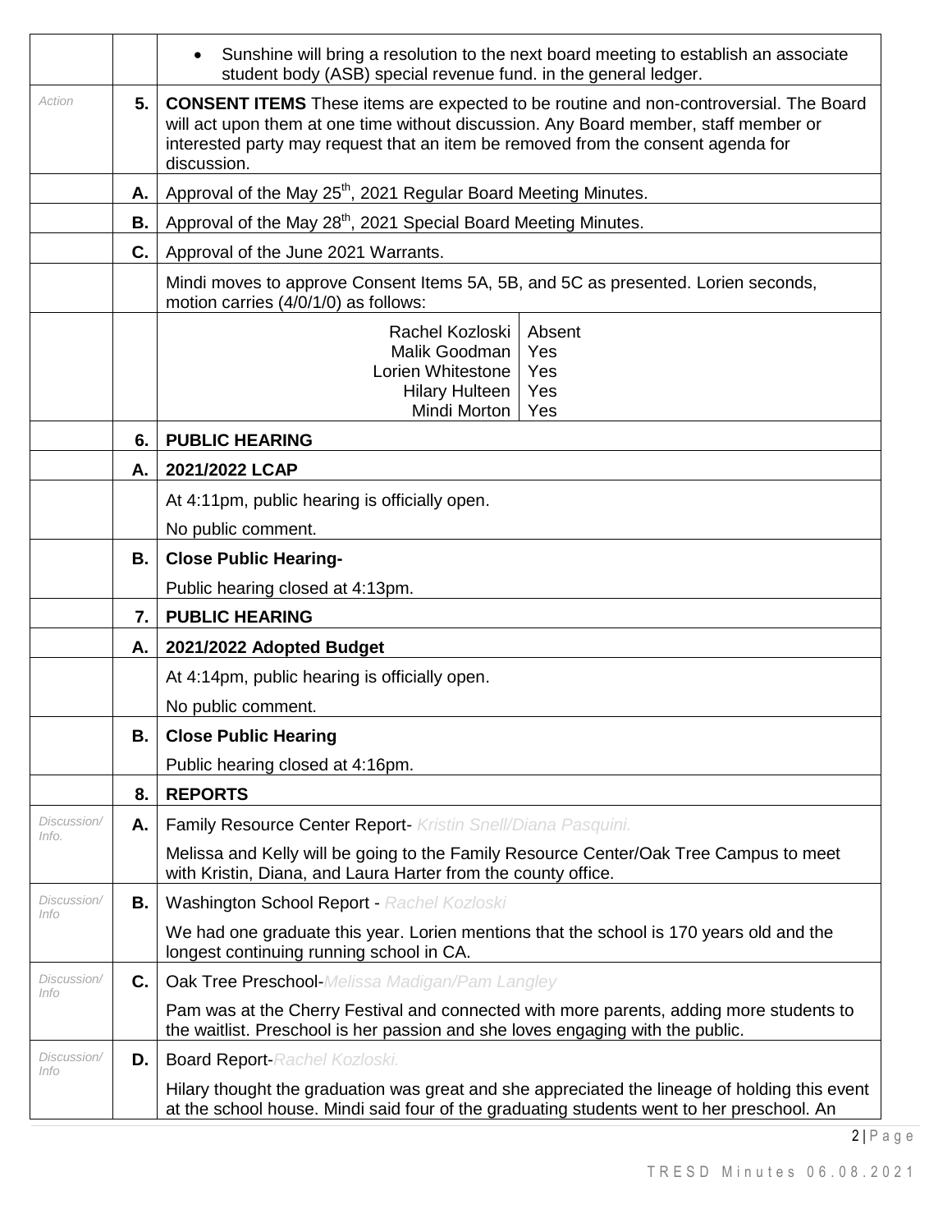| | | |
|---|---|---|
| | | • Sunshine will bring a resolution to the next board meeting to establish an associate student body (ASB) special revenue fund. in the general ledger. |
| *Action* | **5.** | **CONSENT ITEMS** These items are expected to be routine and non-controversial. The Board will act upon them at one time without discussion. Any Board member, staff member or interested party may request that an item be removed from the consent agenda for discussion. |
| | **A.** | Approval of the May 25th, 2021 Regular Board Meeting Minutes. |
| | **B.** | Approval of the May 28th, 2021 Special Board Meeting Minutes. |
| | **C.** | Approval of the June 2021 Warrants. |
| | | Mindi moves to approve Consent Items 5A, 5B, and 5C as presented. Lorien seconds, motion carries (4/0/1/0) as follows: |
| | | Rachel Kozloski – Absent<br>Malik Goodman – Yes<br>Lorien Whitestone – Yes<br>Hilary Hulteen – Yes<br>Mindi Morton – Yes |
| | **6.** | **PUBLIC HEARING** |
| | **A.** | **2021/2022 LCAP** |
| | | At 4:11pm, public hearing is officially open.<br>No public comment. |
| | **B.** | **Close Public Hearing-** |
| | | Public hearing closed at 4:13pm. |
| | **7.** | **PUBLIC HEARING** |
| | **A.** | **2021/2022 Adopted Budget** |
| | | At 4:14pm, public hearing is officially open.<br>No public comment. |
| | **B.** | **Close Public Hearing** |
| | | Public hearing closed at 4:16pm. |
| | **8.** | **REPORTS** |
| *Discussion/ Info.* | **A.** | Family Resource Center Report- *Kristin Snell/Diana Pasquini.* |
| | | Melissa and Kelly will be going to the Family Resource Center/Oak Tree Campus to meet with Kristin, Diana, and Laura Harter from the county office. |
| *Discussion/ Info* | **B.** | Washington School Report - *Rachel Kozloski* |
| | | We had one graduate this year. Lorien mentions that the school is 170 years old and the longest continuing running school in CA. |
| *Discussion/ Info* | **C.** | Oak Tree Preschool-*Melissa Madigan/Pam Langley* |
| | | Pam was at the Cherry Festival and connected with more parents, adding more students to the waitlist. Preschool is her passion and she loves engaging with the public. |
| *Discussion/ Info* | **D.** | Board Report-*Rachel Kozloski.* |
| | | Hilary thought the graduation was great and she appreciated the lineage of holding this event at the school house. Mindi said four of the graduating students went to her preschool. An |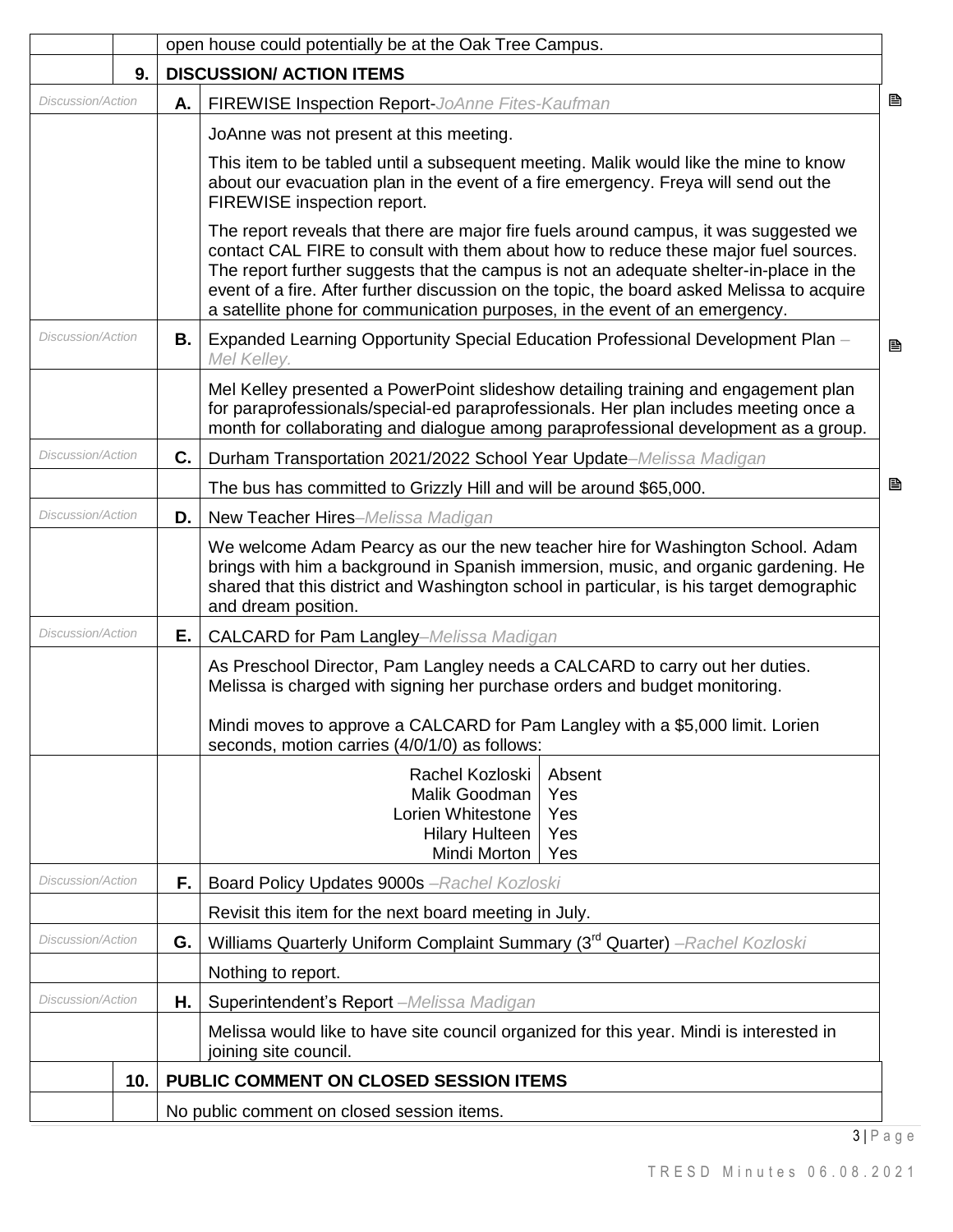| | | open house could potentially be at the Oak Tree Campus. | |
|---|---|---|---|
| | **9.** | **DISCUSSION/ ACTION ITEMS** | |
| *Discussion/Action* | **A.** | FIREWISE Inspection Report-*JoAnne Fites-Kaufman* | |
| | | JoAnne was not present at this meeting.<br><br>This item to be tabled until a subsequent meeting. Malik would like the mine to know about our evacuation plan in the event of a fire emergency. Freya will send out the FIREWISE inspection report.<br><br>The report reveals that there are major fire fuels around campus, it was suggested we contact CAL FIRE to consult with them about how to reduce these major fuel sources. The report further suggests that the campus is not an adequate shelter-in-place in the event of a fire. After further discussion on the topic, the board asked Melissa to acquire a satellite phone for communication purposes, in the event of an emergency. | |
| *Discussion/Action* | **B.** | Expanded Learning Opportunity Special Education Professional Development Plan – *Mel Kelley.* | |
| | | Mel Kelley presented a PowerPoint slideshow detailing training and engagement plan for paraprofessionals/special-ed paraprofessionals. Her plan includes meeting once a month for collaborating and dialogue among paraprofessional development as a group. | |
| *Discussion/Action* | **C.** | Durham Transportation 2021/2022 School Year Update–*Melissa Madigan* | |
| | | The bus has committed to Grizzly Hill and will be around $65,000. | |
| *Discussion/Action* | **D.** | New Teacher Hires–*Melissa Madigan* | |
| | | We welcome Adam Pearcy as our the new teacher hire for Washington School. Adam brings with him a background in Spanish immersion, music, and organic gardening. He shared that this district and Washington school in particular, is his target demographic and dream position. | |
| *Discussion/Action* | **E.** | CALCARD for Pam Langley–*Melissa Madigan* | |
| | | As Preschool Director, Pam Langley needs a CALCARD to carry out her duties. Melissa is charged with signing her purchase orders and budget monitoring.<br><br>Mindi moves to approve a CALCARD for Pam Langley with a $5,000 limit. Lorien seconds, motion carries (4/0/1/0) as follows: | |
| | | Rachel Kozloski<br>Malik Goodman<br>Lorien Whitestone<br>Hilary Hulteen<br>Mindi Morton | Absent<br>Yes<br>Yes<br>Yes<br>Yes |
| *Discussion/Action* | **F.** | Board Policy Updates 9000s –*Rachel Kozloski* | |
| | | Revisit this item for the next board meeting in July. | |
| *Discussion/Action* | **G.** | Williams Quarterly Uniform Complaint Summary (3rd Quarter) –*Rachel Kozloski* | |
| | | Nothing to report. | |
| *Discussion/Action* | **H.** | Superintendent's Report –*Melissa Madigan* | |
| | | Melissa would like to have site council organized for this year. Mindi is interested in joining site council. | |
| | **10.** | **PUBLIC COMMENT ON CLOSED SESSION ITEMS** | |
| | | No public comment on closed session items. | |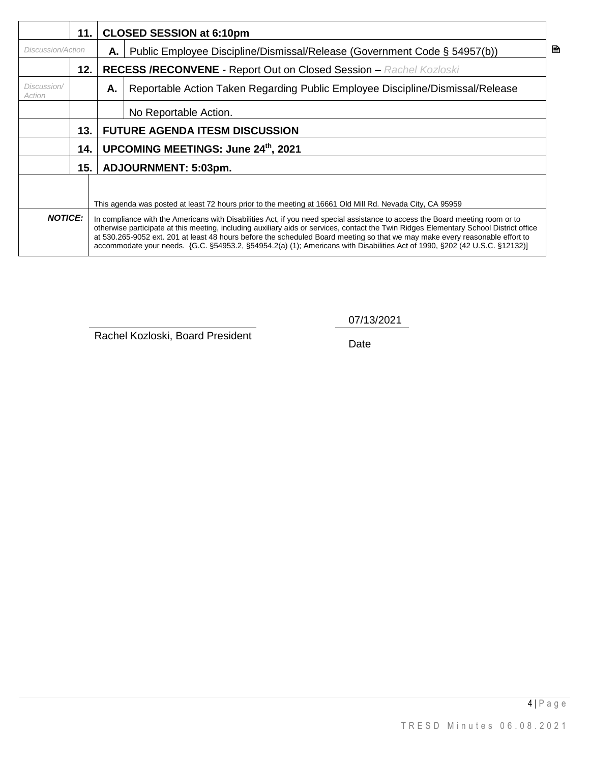| | | | |
|---|---|---|---|
| | **11.** | **CLOSED SESSION at 6:10pm** | |
| *Discussion/Action* | | **A.** | Public Employee Discipline/Dismissal/Release (Government Code § 54957(b)) |
| | **12.** | **RECESS /RECONVENE -** Report Out on Closed Session – *Rachel Kozloski* | |
| *Discussion/ Action* | | **A.** | Reportable Action Taken Regarding Public Employee Discipline/Dismissal/Release |
| | | | No Reportable Action. |
| | **13.** | **FUTURE AGENDA ITESM DISCUSSION** | |
| | **14.** | **UPCOMING MEETINGS: June 24th, 2021** | |
| | **15.** | **ADJOURNMENT: 5:03pm.** | |
| | | This agenda was posted at least 72 hours prior to the meeting at 16661 Old Mill Rd. Nevada City, CA 95959 | |
| ***NOTICE:*** | | In compliance with the Americans with Disabilities Act, if you need special assistance to access the Board meeting room or to otherwise participate at this meeting, including auxiliary aids or services, contact the Twin Ridges Elementary School District office at 530.265-9052 ext. 201 at least 48 hours before the scheduled Board meeting so that we may make every reasonable effort to accommodate your needs. {G.C. §54953.2, §54954.2(a) (1); Americans with Disabilities Act of 1990, §202 (42 U.S.C. §12132)] | |

Rachel Kozloski, Board President

07/13/2021

Date